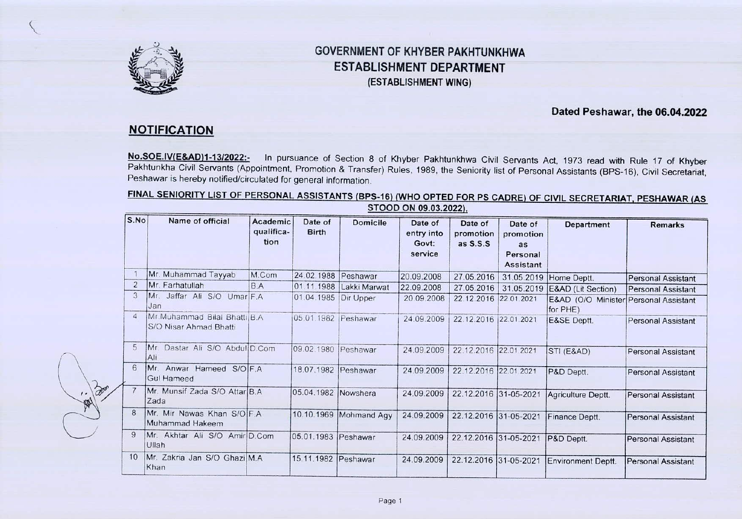# GOVERNMENT OF KHYBER PAKHTUNKHWA
## ESTABLISHMENT DEPARTMENT
### (ESTABLISHMENT WING)

**Dated Peshawar, the 06.04.2022**

## NOTIFICATION

**No.SOE.IV(E&AD)1-13/2022:-** In pursuance of Section 8 of Khyber Pakhtunkhwa Civil Servants Act, 1973 read with Rule 17 of Khyber Pakhtunkha Civil Servants (Appointment, Promotion & Transfer) Rules, 1989, the Seniority list of Personal Assistants (BPS-16), Civil Secretariat, Peshawar is hereby notified/circulated for general information.

**FINAL SENIORITY LIST OF PERSONAL ASSISTANTS (BPS-16) (WHO OPTED FOR PS CADRE) OF CIVIL SECRETARIAT, PESHAWAR (AS STOOD ON 09.03.2022).**

| S.No | Name of official | Academic qualifica-tion | Date of Birth | Domicile | Date of entry into Govt: service | Date of promotion as S.S.S | Date of promotion as Personal Assistant | Department | Remarks |
|---|---|---|---|---|---|---|---|---|---|
| 1 | Mr. Muhammad Tayyab | M.Com | 24.02.1988 | Peshawar | 20.09.2008 | 27.05.2016 | 31.05.2019 | Home Deptt. | Personal Assistant |
| 2 | Mr. Farhatullah | B.A | 01.11.1988 | Lakki Marwat | 22.09.2008 | 27.05.2016 | 31.05.2019 | E&AD (Lit Section) | Personal Assistant |
| 3 | Mr. Jaffar Ali S/O Umar Jan | F.A | 01.04.1985 | Dir Upper | 20.09.2008 | 22.12.2016 | 22.01.2021 | E&AD (O/O Minister for PHE) | Personal Assistant |
| 4 | Mr.Muhammad Bilal Bhatti S/O Nisar Ahmad Bhatti | B.A | 05.01.1982 | Peshawar | 24.09.2009 | 22.12.2016 | 22.01.2021 | E&SE Deptt. | Personal Assistant |
| 5 | Mr. Dastar Ali S/O Abdul Ali | D.Com | 09.02.1980 | Peshawar | 24.09.2009 | 22.12.2016 | 22.01.2021 | STI (E&AD) | Personal Assistant |
| 6 | Mr. Anwar Hameed S/O Gul Hameed | F.A | 18.07.1982 | Peshawar | 24.09.2009 | 22.12.2016 | 22.01.2021 | P&D Deptt. | Personal Assistant |
| 7 | Mr. Munsif Zada S/O Attar Zada | B.A | 05.04.1982 | Nowshera | 24.09.2009 | 22.12.2016 | 31-05-2021 | Agriculture Deptt. | Personal Assistant |
| 8 | Mr. Mir Nawas Khan S/O Muhammad Hakeem | F.A | 10.10.1969 | Mohmand Agy | 24.09.2009 | 22.12.2016 | 31-05-2021 | Finance Deptt. | Personal Assistant |
| 9 | Mr. Akhtar Ali S/O Amir Ullah | D.Com | 05.01.1983 | Peshawar | 24.09.2009 | 22.12.2016 | 31-05-2021 | P&D Deptt. | Personal Assistant |
| 10 | Mr. Zakria Jan S/O Ghazi Khan | M.A | 15.11.1982 | Peshawar | 24.09.2009 | 22.12.2016 | 31-05-2021 | Environment Deptt. | Personal Assistant |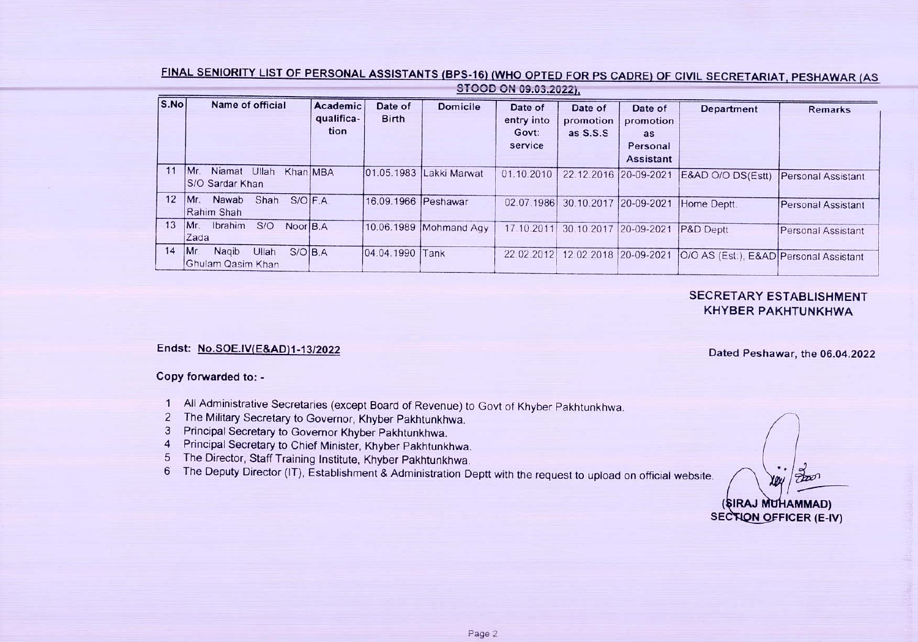**FINAL SENIORITY LIST OF PERSONAL ASSISTANTS (BPS-16) (WHO OPTED FOR PS CADRE) OF CIVIL SECRETARIAT, PESHAWAR (AS STOOD ON 09.03.2022).**

| S.No | Name of official | Academic qualifica-tion | Date of Birth | Domicile | Date of entry into Govt: service | Date of promotion as S.S.S | Date of promotion as Personal Assistant | Department | Remarks |
|---|---|---|---|---|---|---|---|---|---|
| 11 | Mr. Niamat Ullah Khan S/O Sardar Khan | MBA | 01.05.1983 | Lakki Marwat | 01.10.2010 | 22.12.2016 | 20-09-2021 | E&AD O/O DS(Estt) | Personal Assistant |
| 12 | Mr. Nawab Shah S/O Rahim Shah | F.A. | 16.09.1966 | Peshawar | 02.07.1986 | 30.10.2017 | 20-09-2021 | Home Deptt. | Personal Assistant |
| 13 | Mr. Ibrahim S/O Noor Zada | B.A | 10.06.1989 | Mohmand Agy | 17.10.2011 | 30.10.2017 | 20-09-2021 | P&D Deptt. | Personal Assistant |
| 14 | Mr. Naqib Ullah S/O Ghulam Qasim Khan | B.A | 04.04.1990 | Tank | 22.02.2012 | 12.02.2018 | 20-09-2021 | O/O AS (Est:), E&AD | Personal Assistant |

**SECRETARY ESTABLISHMENT**
**KHYBER PAKHTUNKHWA**

**Endst: No.SOE.IV(E&AD)1-13/2022** — **Dated Peshawar, the 06.04.2022**

**Copy forwarded to: -**

1. All Administrative Secretaries (except Board of Revenue) to Govt of Khyber Pakhtunkhwa.
2. The Military Secretary to Governor, Khyber Pakhtunkhwa.
3. Principal Secretary to Governor Khyber Pakhtunkhwa.
4. Principal Secretary to Chief Minister, Khyber Pakhtunkhwa.
5. The Director, Staff Training Institute, Khyber Pakhtunkhwa.
6. The Deputy Director (IT), Establishment & Administration Deptt with the request to upload on official website.

**(SIRAJ MUHAMMAD)**
**SECTION OFFICER (E-IV)**